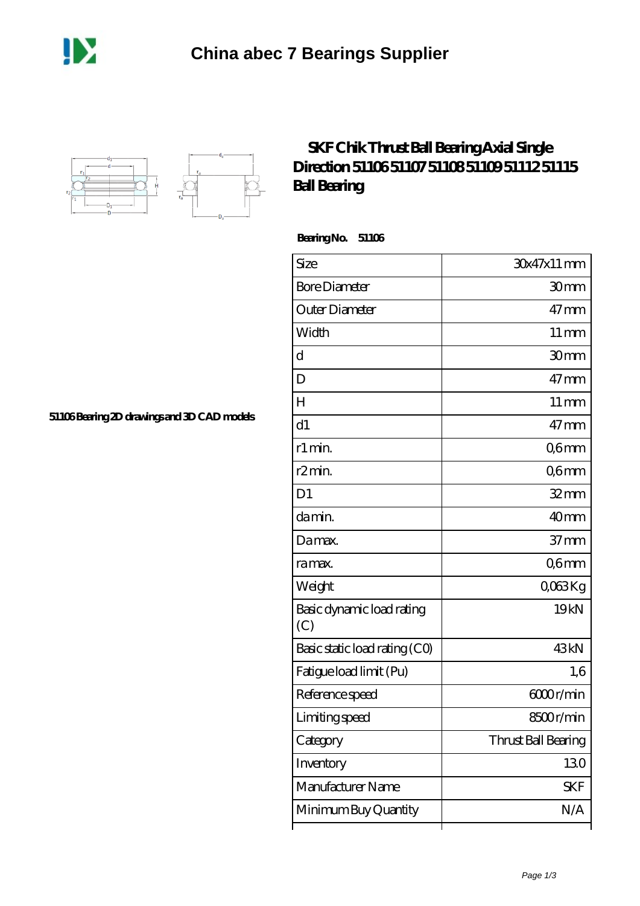# China abec 7 Bearings Supplier

## SKF Chik Thrust Ball Bearing Axial Single Direction 51106 51107 51108 51109 51112 51115 Ball Bearing

51106 Bearing 2D drawings and 3D CAD models

**Bearing No. 51106**

| | |
|---|---|
| Size | 30x47x11 mm |
| Bore Diameter | 30 mm |
| Outer Diameter | 47 mm |
| Width | 11 mm |
| d | 30 mm |
| D | 47 mm |
| H | 11 mm |
| d1 | 47 mm |
| r1 min. | 0,6 mm |
| r2 min. | 0,6 mm |
| D1 | 32 mm |
| da min. | 40 mm |
| Da max. | 37 mm |
| ra max. | 0,6 mm |
| Weight | 0,063 Kg |
| Basic dynamic load rating (C) | 19 kN |
| Basic static load rating (C0) | 43 kN |
| Fatigue load limit (Pu) | 1,6 |
| Reference speed | 6000 r/min |
| Limiting speed | 8500 r/min |
| Category | Thrust Ball Bearing |
| Inventory | 13.0 |
| Manufacturer Name | SKF |
| Minimum Buy Quantity | N/A |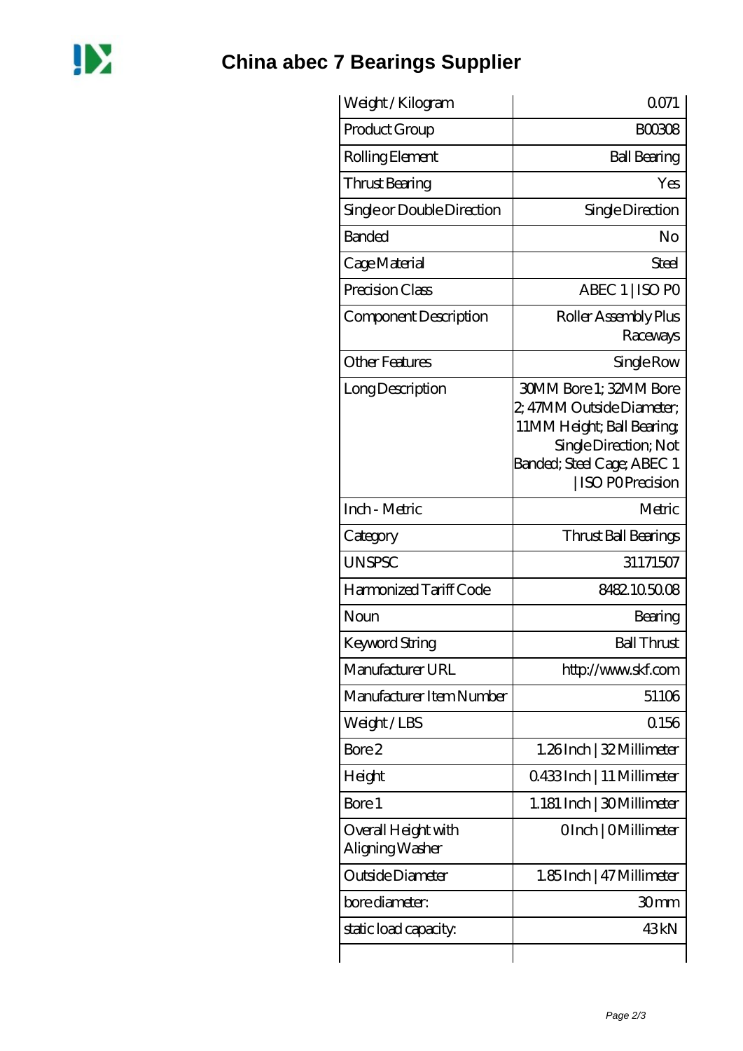# China abec 7 Bearings Supplier

| | |
|---|---|
| Weight / Kilogram | 0.071 |
| Product Group | B00308 |
| Rolling Element | Ball Bearing |
| Thrust Bearing | Yes |
| Single or Double Direction | Single Direction |
| Banded | No |
| Cage Material | Steel |
| Precision Class | ABEC 1 \| ISO P0 |
| Component Description | Roller Assembly Plus Raceways |
| Other Features | Single Row |
| Long Description | 30MM Bore 1; 32MM Bore 2; 47MM Outside Diameter; 11MM Height; Ball Bearing; Single Direction; Not Banded; Steel Cage; ABEC 1 \| ISO P0 Precision |
| Inch - Metric | Metric |
| Category | Thrust Ball Bearings |
| UNSPSC | 31171507 |
| Harmonized Tariff Code | 8482.10.50.08 |
| Noun | Bearing |
| Keyword String | Ball Thrust |
| Manufacturer URL | http://www.skf.com |
| Manufacturer Item Number | 51106 |
| Weight / LBS | 0.156 |
| Bore 2 | 1.26 Inch \| 32 Millimeter |
| Height | 0.433 Inch \| 11 Millimeter |
| Bore 1 | 1.181 Inch \| 30 Millimeter |
| Overall Height with Aligning Washer | 0 Inch \| 0 Millimeter |
| Outside Diameter | 1.85 Inch \| 47 Millimeter |
| bore diameter: | 30 mm |
| static load capacity: | 43 kN |
| | |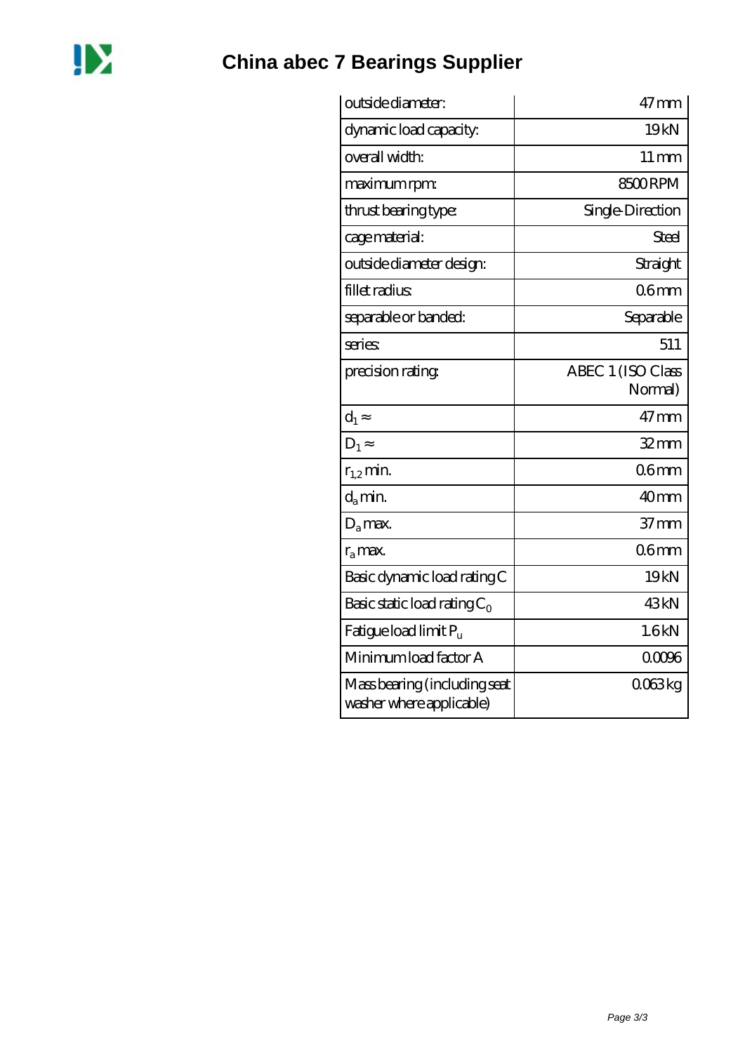# China abec 7 Bearings Supplier

| | |
|---|---|
| outside diameter: | 47 mm |
| dynamic load capacity: | 19 kN |
| overall width: | 11 mm |
| maximum rpm: | 8500 RPM |
| thrust bearing type: | Single-Direction |
| cage material: | Steel |
| outside diameter design: | Straight |
| fillet radius: | 0.6 mm |
| separable or banded: | Separable |
| series: | 511 |
| precision rating: | ABEC 1 (ISO Class Normal) |
| $d_1 \approx$ | 47 mm |
| $D_1 \approx$ | 32 mm |
| $r_{1,2}$ min. | 0.6 mm |
| $d_a$ min. | 40 mm |
| $D_a$ max. | 37 mm |
| $r_a$ max. | 0.6 mm |
| Basic dynamic load rating C | 19 kN |
| Basic static load rating $C_0$ | 43 kN |
| Fatigue load limit $P_u$ | 1.6 kN |
| Minimum load factor A | 0.0096 |
| Mass bearing (including seat washer where applicable) | 0.063 kg |